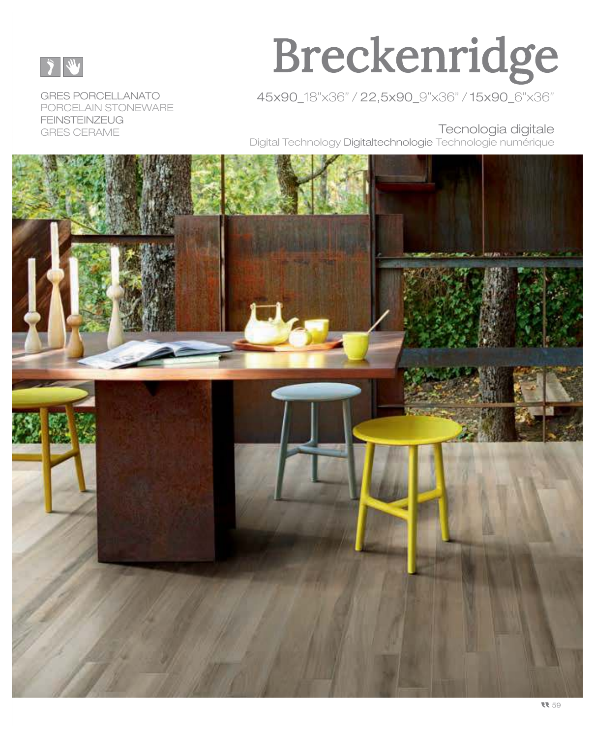# Breckenridge

GRES PORCELLANATO
PORCELAIN STONEWARE
FEINSTEINZEUG
GRES CERAME

45x90_18"x36" / 22,5x90_9"x36" / 15x90_6"x36"

Tecnologia digitale
Digital Technology Digitaltechnologie Technologie numérique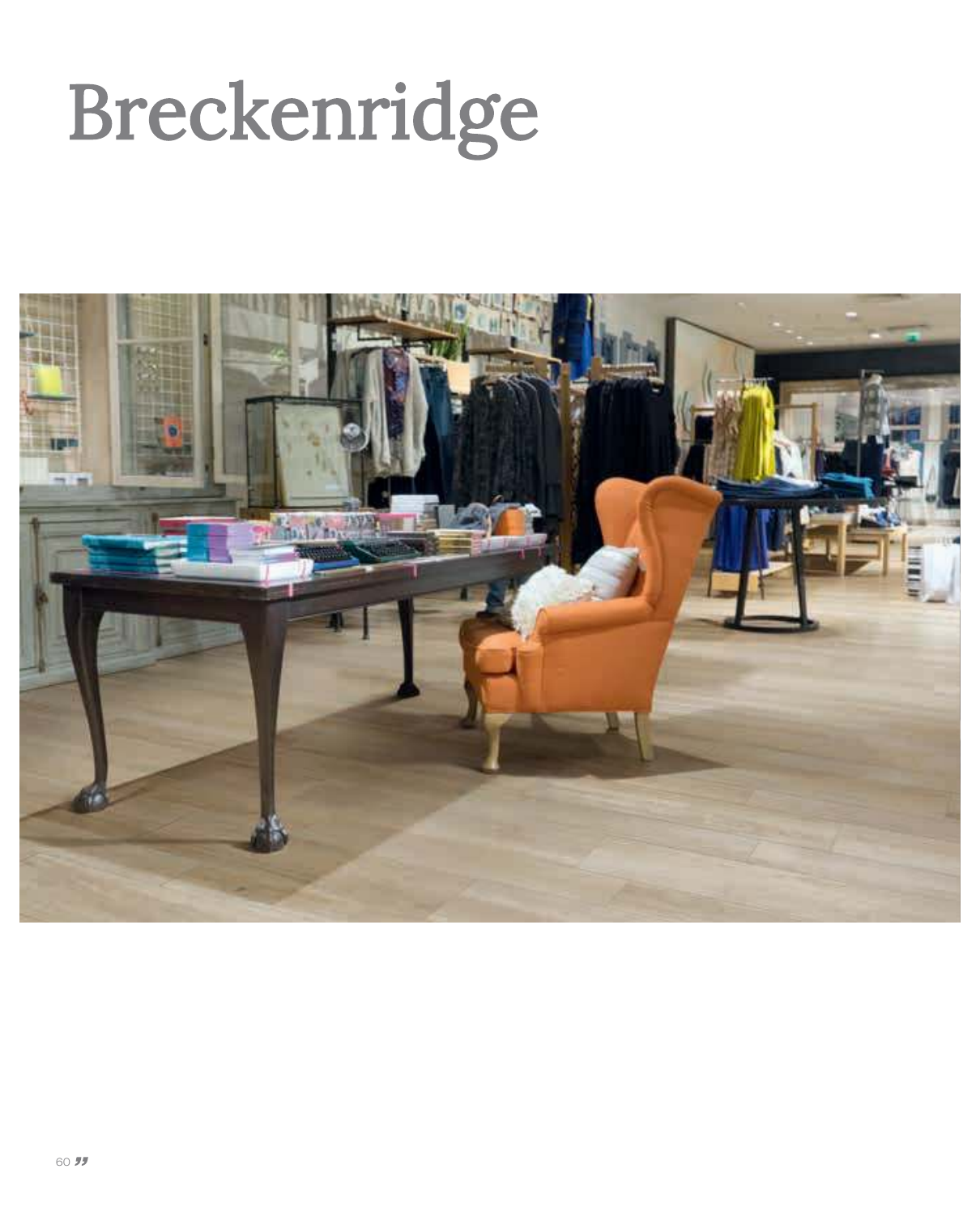# Breckenridge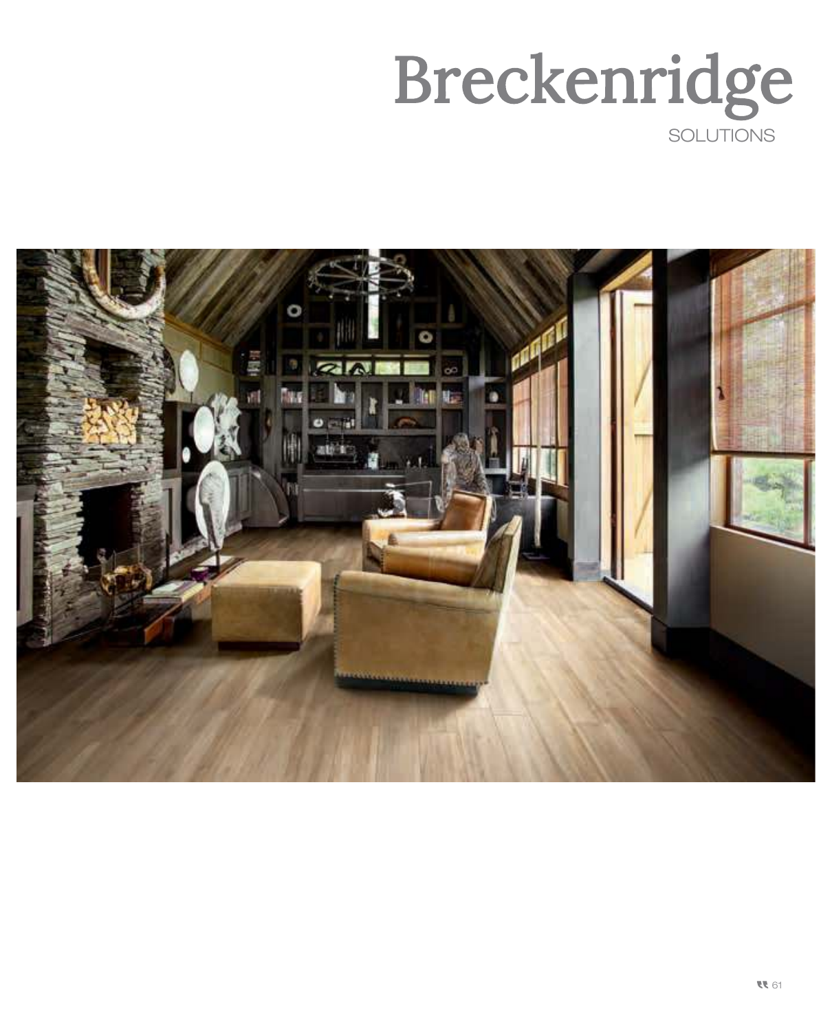# Breckenridge

SOLUTIONS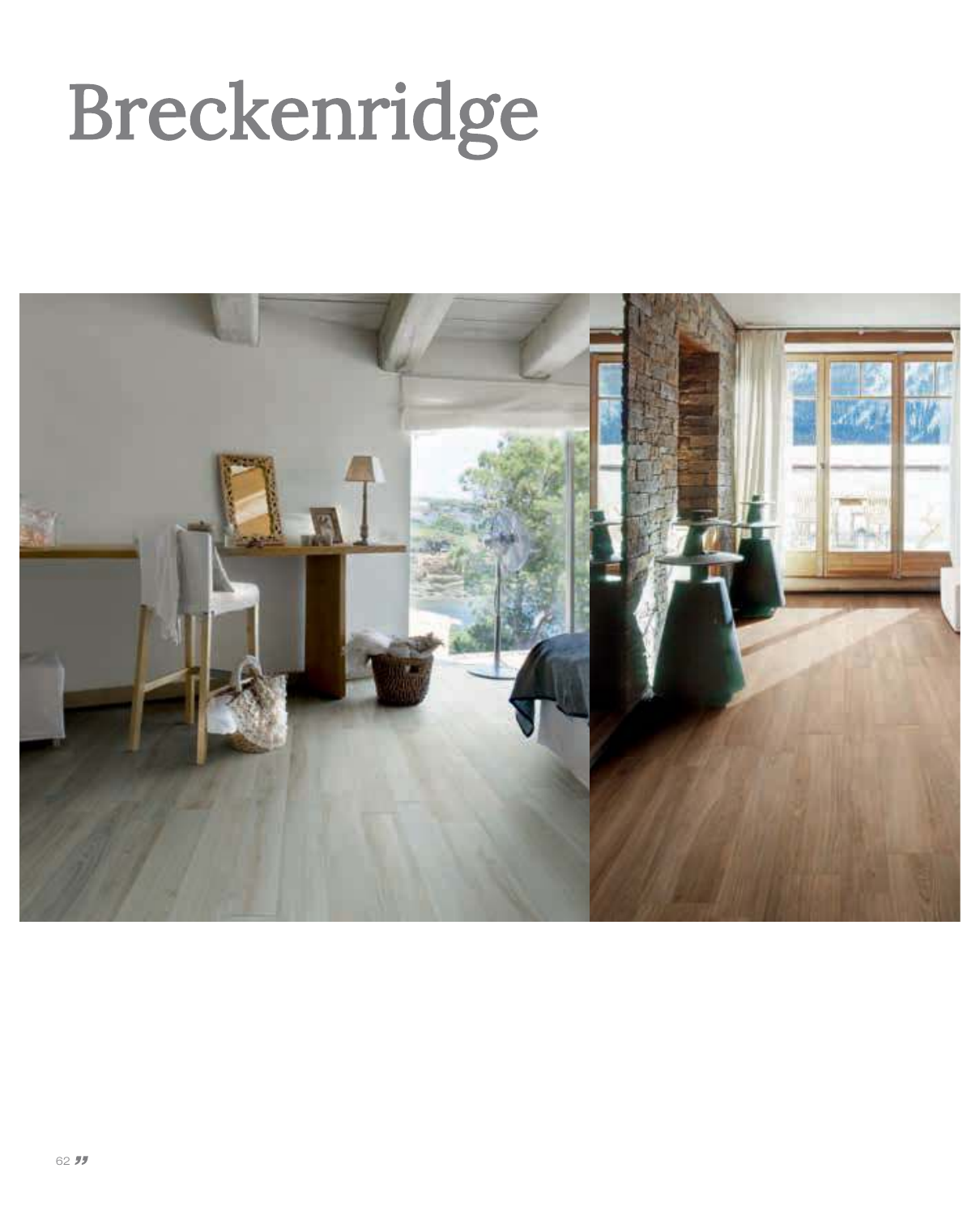# Breckenridge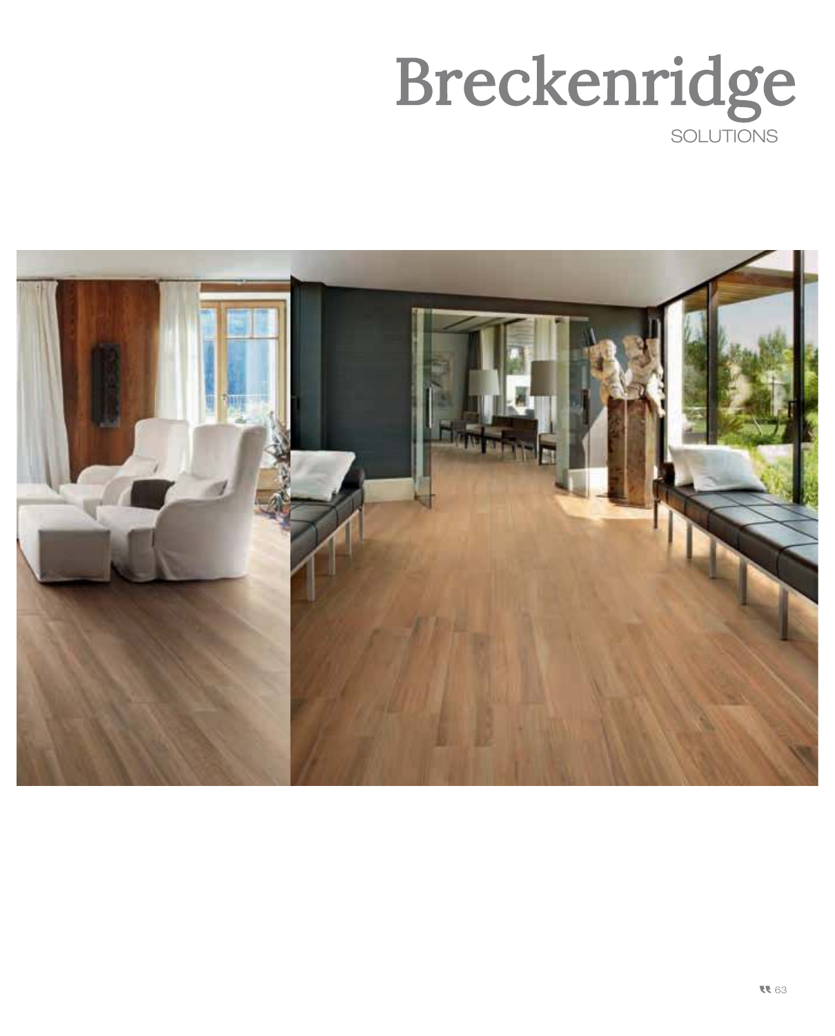# Breckenridge

SOLUTIONS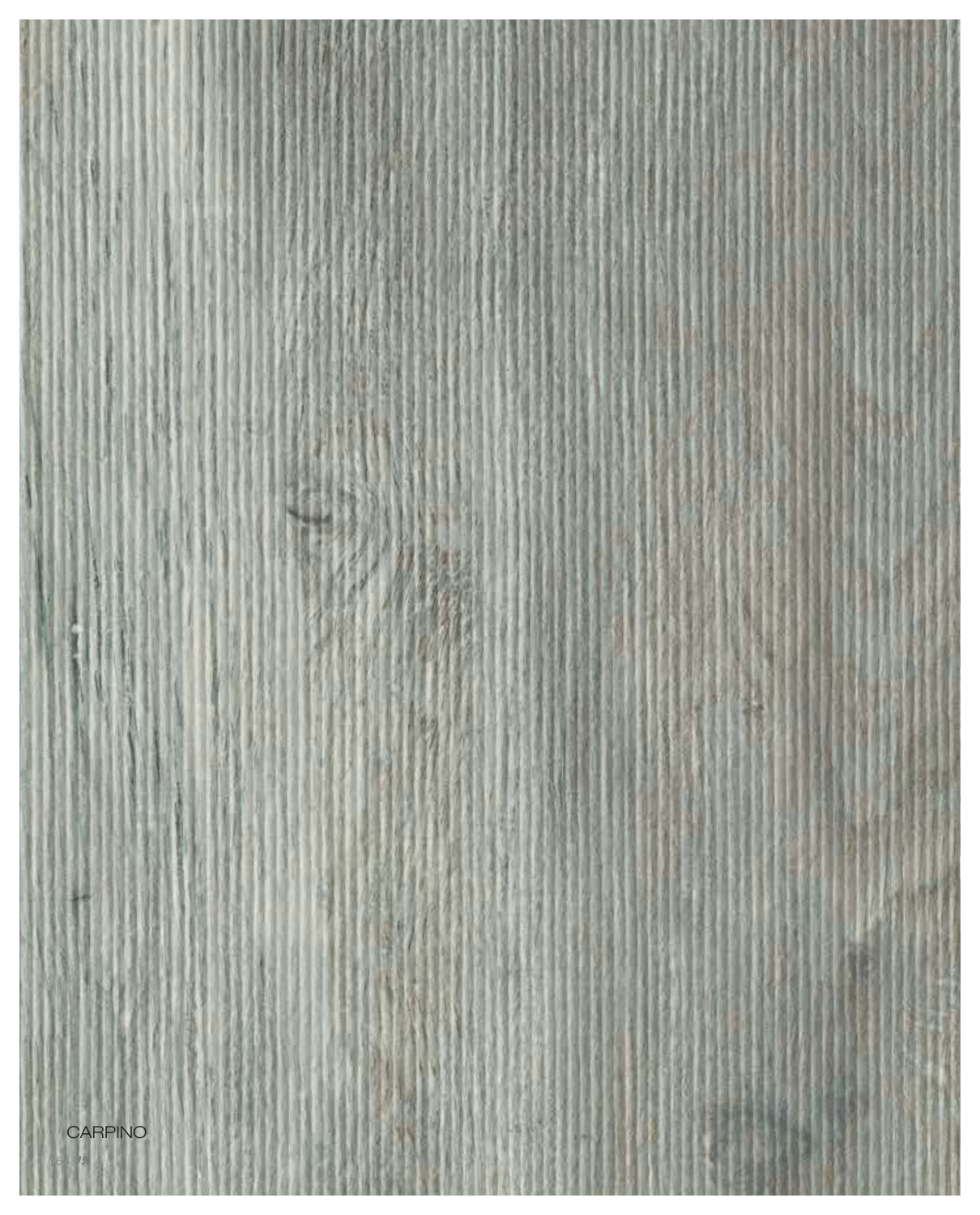CARPINO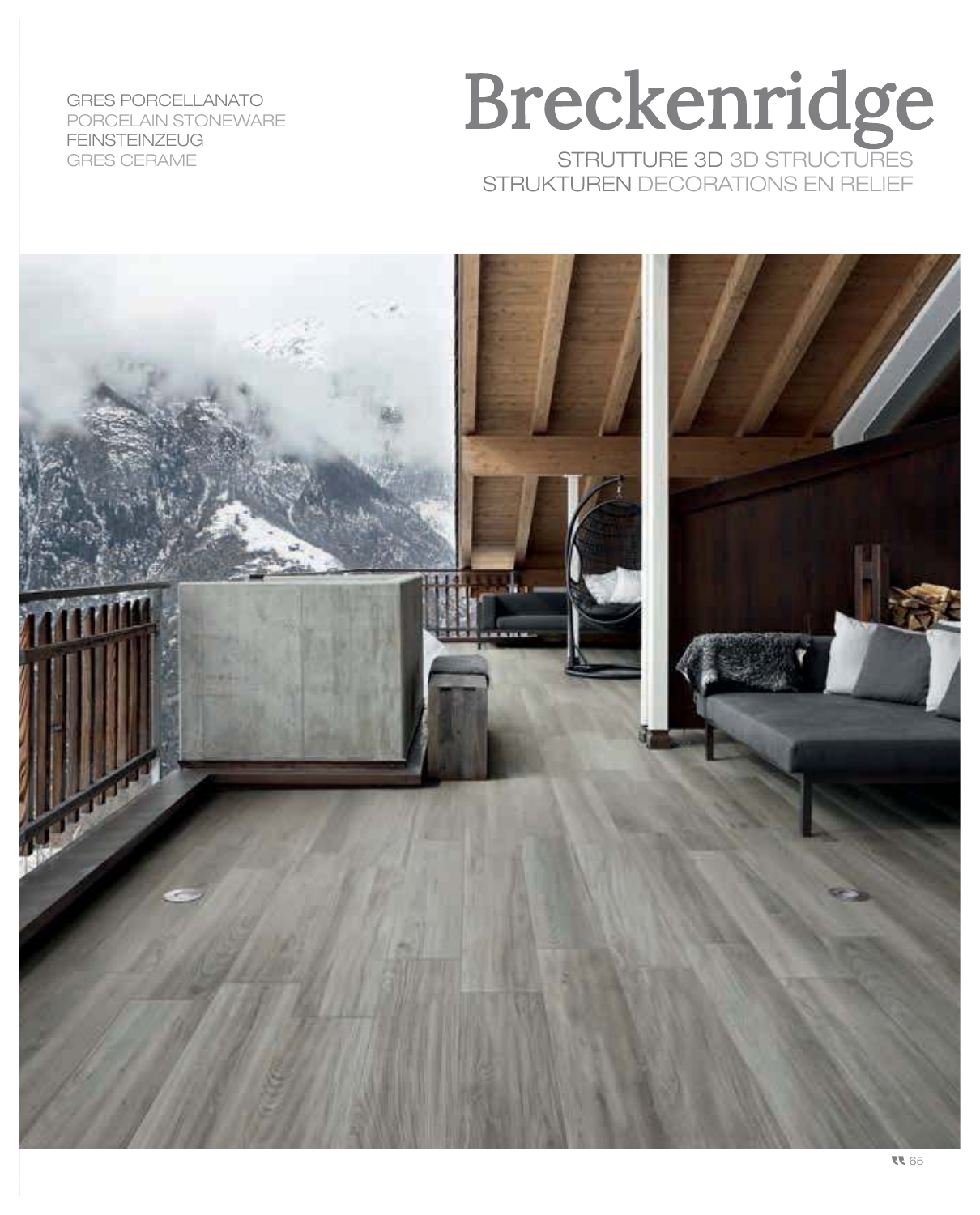GRES PORCELLANATO
PORCELAIN STONEWARE
FEINSTEINZEUG
GRES CERAME

# Breckenridge

STRUTTURE 3D 3D STRUCTURES
STRUKTUREN DECORATIONS EN RELIEF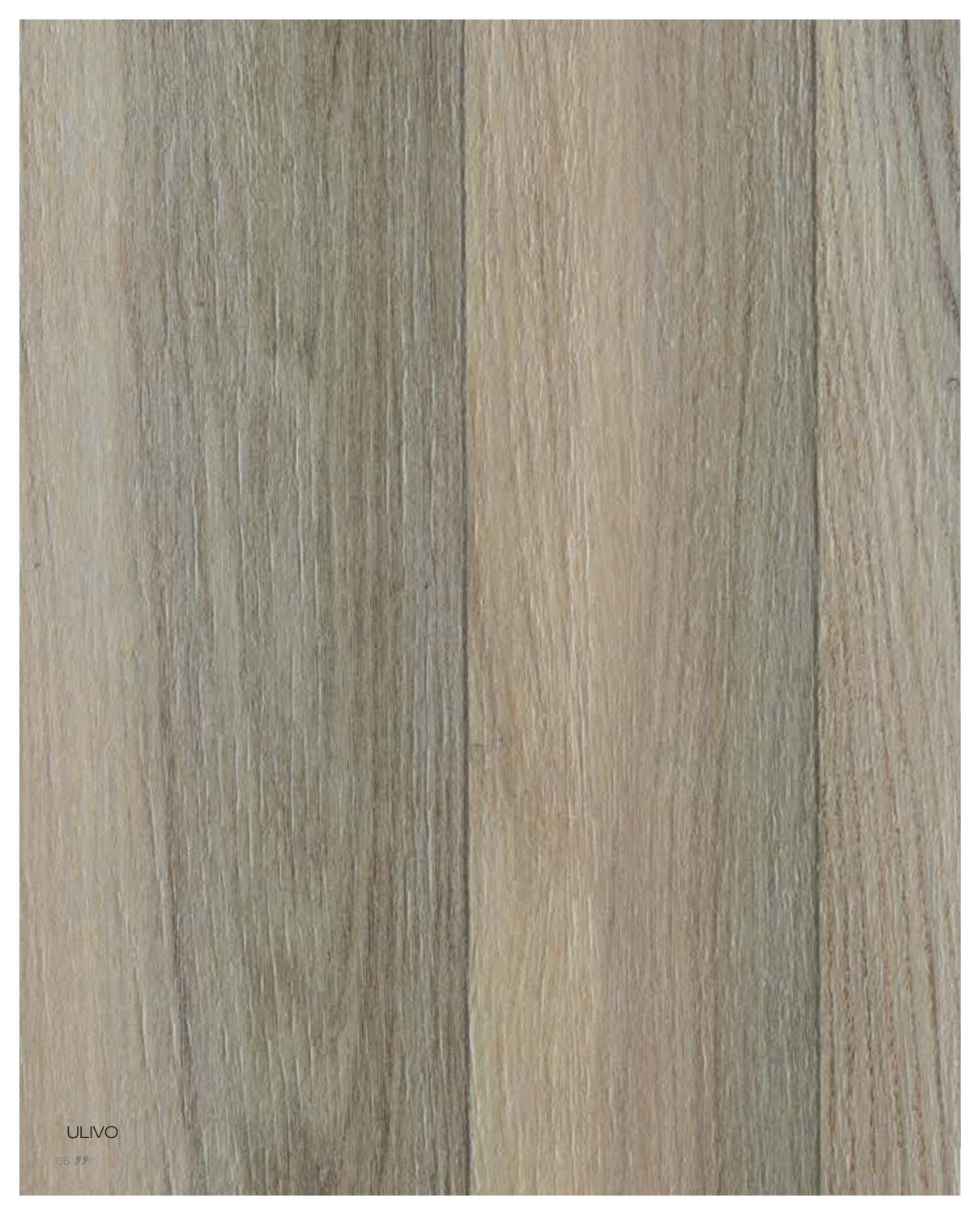ULIVO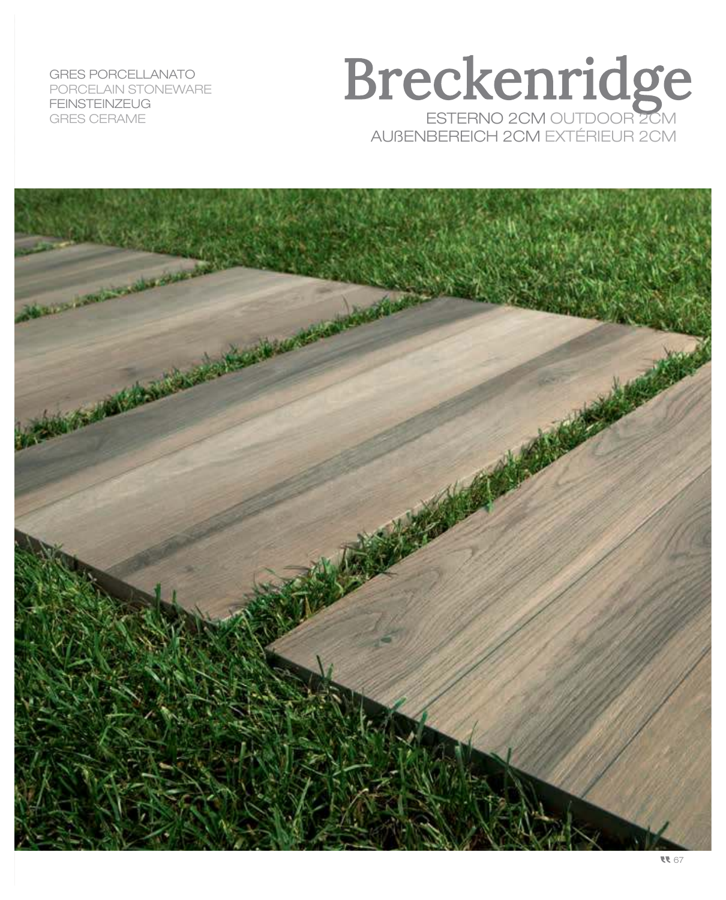GRES PORCELLANATO
PORCELAIN STONEWARE
FEINSTEINZEUG
GRES CERAME

# Breckenridge

ESTERNO 2CM OUTDOOR 2CM
AUßENBEREICH 2CM EXTÉRIEUR 2CM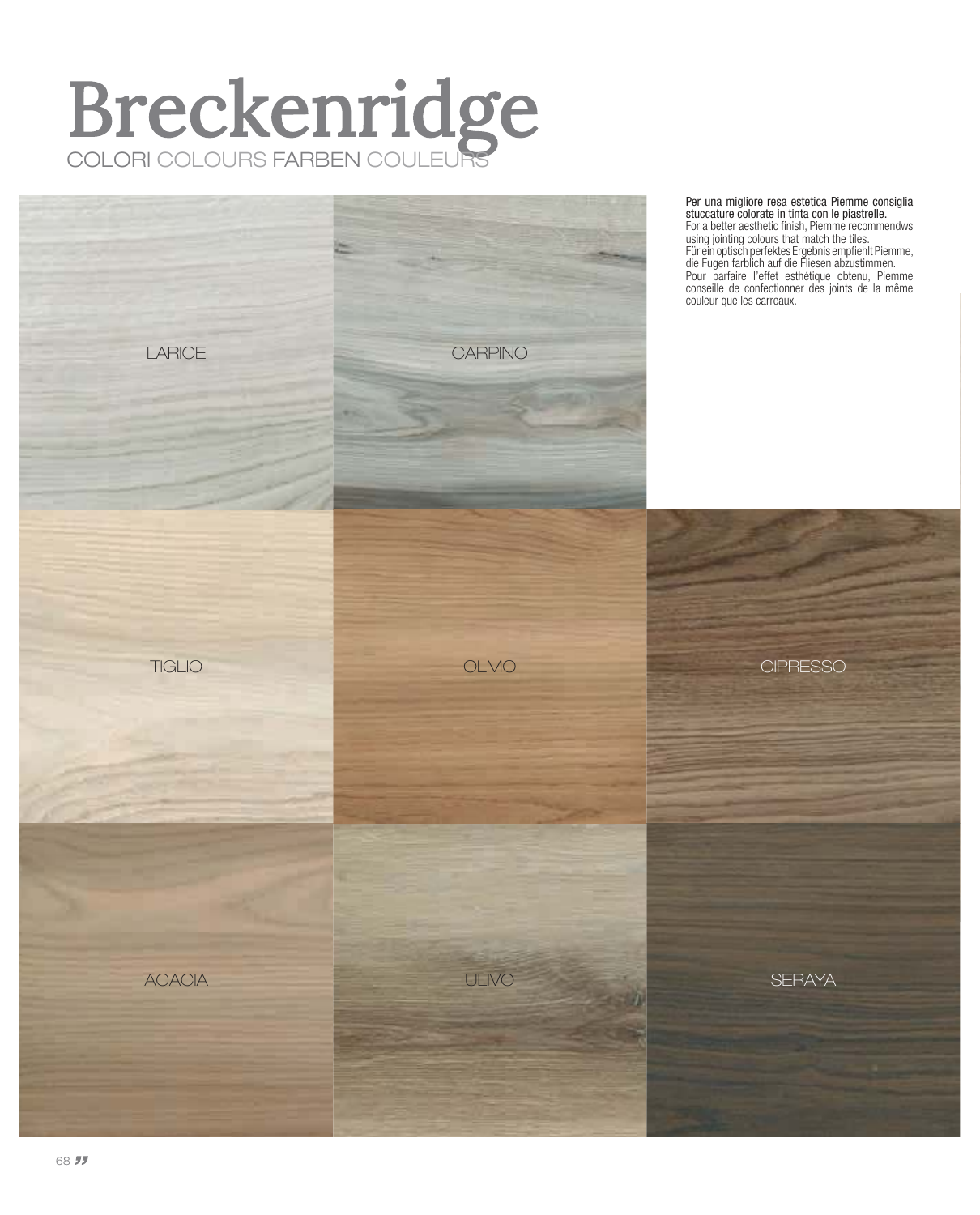# Breckenridge

COLORI COLOURS FARBEN COULEURS

Per una migliore resa estetica Piemme consiglia stuccature colorate in tinta con le piastrelle.
For a better aesthetic finish, Piemme recommendws using jointing colours that match the tiles.
Für ein optisch perfektes Ergebnis empfiehlt Piemme, die Fugen farblich auf die Fliesen abzustimmen.
Pour parfaire l'effet esthétique obtenu, Piemme conseille de confectionner des joints de la même couleur que les carreaux.

LARICE

CARPINO

TIGLIO

OLMO

CIPRESSO

ACACIA

ULIVO

SERAYA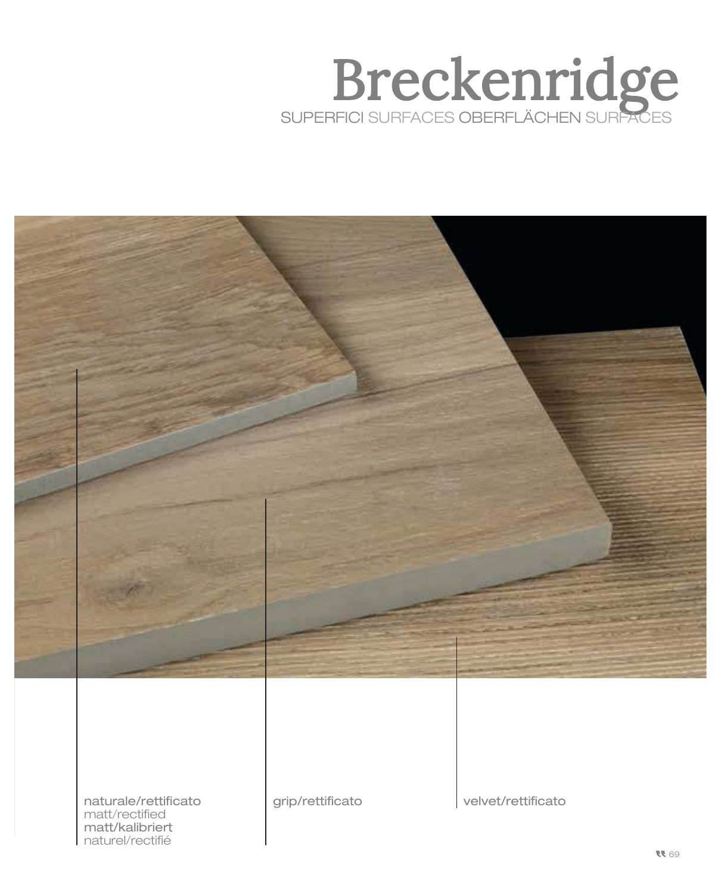# Breckenridge

SUPERFICI SURFACES OBERFLÄCHEN SURFACES

naturale/rettificato
matt/rectified
matt/kalibriert
naturel/rectifié

grip/rettificato

velvet/rettificato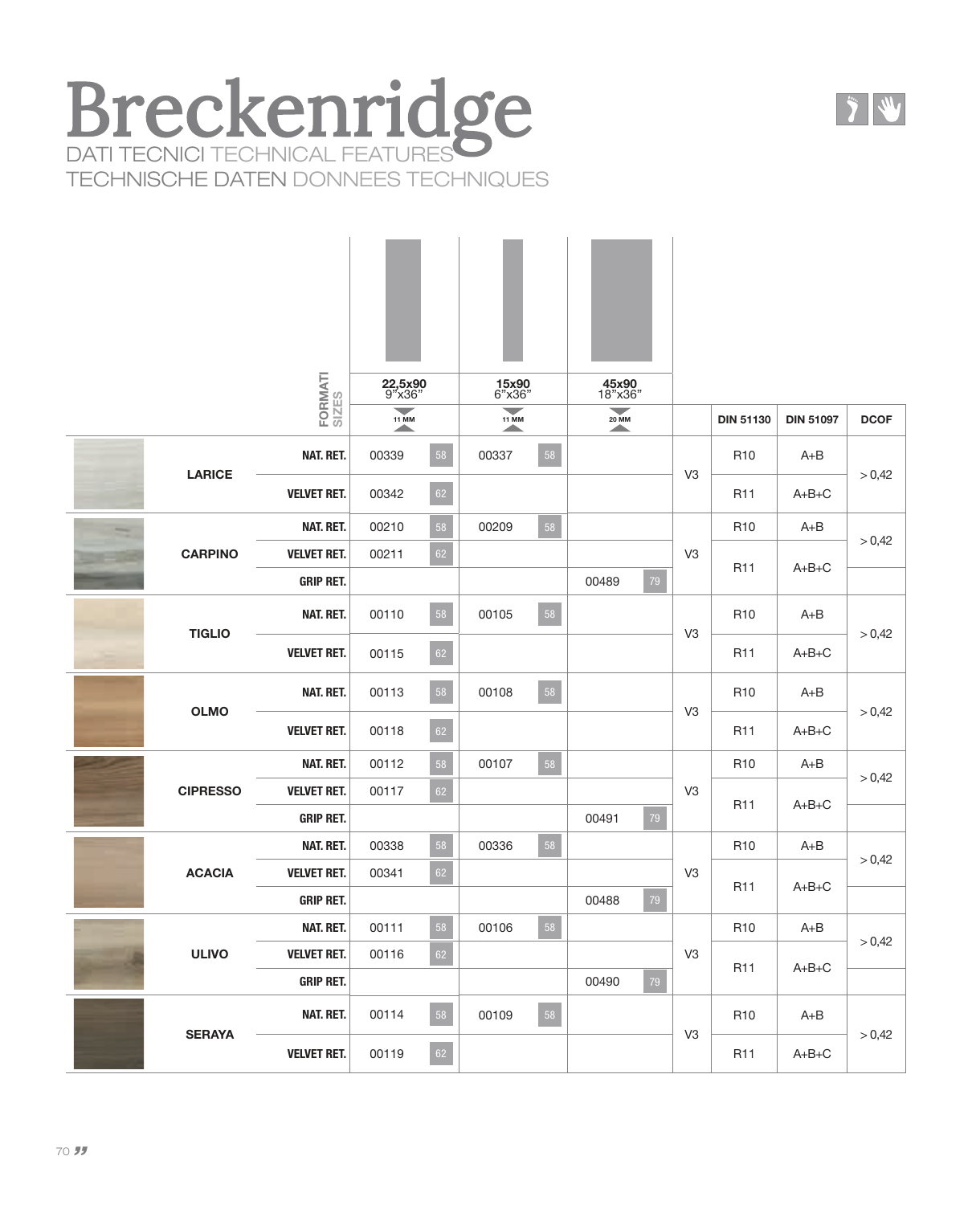# Breckenridge

DATI TECNICI TECHNICAL FEATURES
TECHNISCHE DATEN DONNEES TECHNIQUES

| | FORMATI SIZES | 22,5x90 9"x36" 11 MM | | 15x90 6"x36" 11 MM | | 45x90 18"x36" 20 MM | | | DIN 51130 | DIN 51097 | DCOF |
|---|---|---|---|---|---|---|---|---|---|---|---|
| LARICE | NAT. RET. | 00339 | 58 | 00337 | 58 | | | V3 | R10 | A+B | > 0,42 |
| | VELVET RET. | 00342 | 62 | | | | | | R11 | A+B+C | |
| CARPINO | NAT. RET. | 00210 | 58 | 00209 | 58 | | | V3 | R10 | A+B | > 0,42 |
| | VELVET RET. | 00211 | 62 | | | | | | R11 | A+B+C | |
| | GRIP RET. | | | | | 00489 | 79 | | | | |
| TIGLIO | NAT. RET. | 00110 | 58 | 00105 | 58 | | | V3 | R10 | A+B | > 0,42 |
| | VELVET RET. | 00115 | 62 | | | | | | R11 | A+B+C | |
| OLMO | NAT. RET. | 00113 | 58 | 00108 | 58 | | | V3 | R10 | A+B | > 0,42 |
| | VELVET RET. | 00118 | 62 | | | | | | R11 | A+B+C | |
| CIPRESSO | NAT. RET. | 00112 | 58 | 00107 | 58 | | | V3 | R10 | A+B | > 0,42 |
| | VELVET RET. | 00117 | 62 | | | | | | R11 | A+B+C | |
| | GRIP RET. | | | | | 00491 | 79 | | | | |
| ACACIA | NAT. RET. | 00338 | 58 | 00336 | 58 | | | V3 | R10 | A+B | > 0,42 |
| | VELVET RET. | 00341 | 62 | | | | | | R11 | A+B+C | |
| | GRIP RET. | | | | | 00488 | 79 | | | | |
| ULIVO | NAT. RET. | 00111 | 58 | 00106 | 58 | | | V3 | R10 | A+B | > 0,42 |
| | VELVET RET. | 00116 | 62 | | | | | | R11 | A+B+C | |
| | GRIP RET. | | | | | 00490 | 79 | | | | |
| SERAYA | NAT. RET. | 00114 | 58 | 00109 | 58 | | | V3 | R10 | A+B | > 0,42 |
| | VELVET RET. | 00119 | 62 | | | | | | R11 | A+B+C | |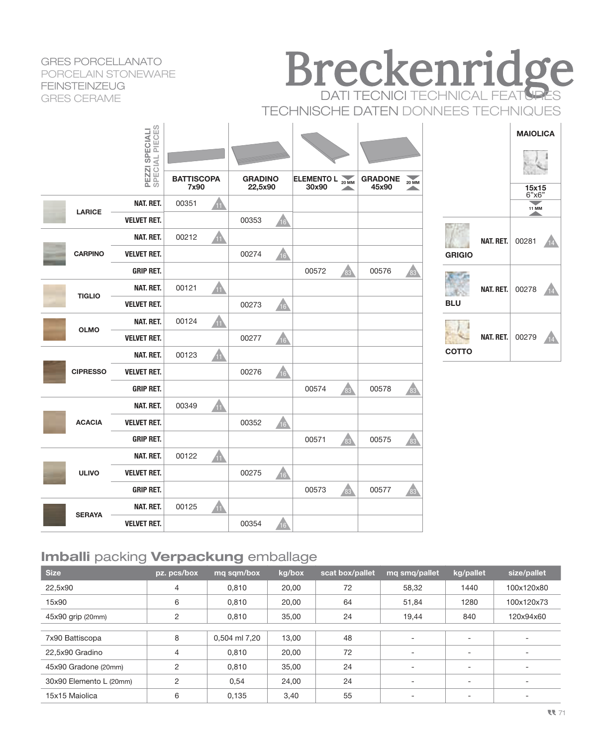GRES PORCELLANATO
PORCELAIN STONEWARE
FEINSTEINZEUG
GRES CERAME

# Breckenridge

DATI TECNICI TECHNICAL FEATURES
TECHNISCHE DATEN DONNEES TECHNIQUES

| | PEZZI SPECIALI SPECIAL PIECES | BATTISCOPA 7x90 | GRADINO 22,5x90 | ELEMENTO L 30x90 20 MM | GRADONE 45x90 20 MM |
|---|---|---|---|---|---|
| LARICE | NAT. RET. | 00351 11 | | | |
| | VELVET RET. | | 00353 16 | | |
| CARPINO | NAT. RET. | 00212 11 | | | |
| | VELVET RET. | | 00274 16 | | |
| | GRIP RET. | | | 00572 83 | 00576 83 |
| TIGLIO | NAT. RET. | 00121 11 | | | |
| | VELVET RET. | | 00273 16 | | |
| OLMO | NAT. RET. | 00124 11 | | | |
| | VELVET RET. | | 00277 16 | | |
| CIPRESSO | NAT. RET. | 00123 11 | | | |
| | VELVET RET. | | 00276 16 | | |
| | GRIP RET. | | | 00574 83 | 00578 83 |
| ACACIA | NAT. RET. | 00349 11 | | | |
| | VELVET RET. | | 00352 16 | | |
| | GRIP RET. | | | 00571 83 | 00575 83 |
| ULIVO | NAT. RET. | 00122 11 | | | |
| | VELVET RET. | | 00275 16 | | |
| | GRIP RET. | | | 00573 83 | 00577 83 |
| SERAYA | NAT. RET. | 00125 11 | | | |
| | VELVET RET. | | 00354 16 | | |

| | | MAIOLICA 15x15 6"x6" 11 MM |
|---|---|---|
| GRIGIO | NAT. RET. | 00281 14 |
| BLU | NAT. RET. | 00278 14 |
| COTTO | NAT. RET. | 00279 14 |

## **Imballi** packing **Verpackung** emballage

| Size | pz. pcs/box | mq sqm/box | kg/box | scat box/pallet | mq smq/pallet | kg/pallet | size/pallet |
|---|---|---|---|---|---|---|---|
| 22,5x90 | 4 | 0,810 | 20,00 | 72 | 58,32 | 1440 | 100x120x80 |
| 15x90 | 6 | 0,810 | 20,00 | 64 | 51,84 | 1280 | 100x120x73 |
| 45x90 grip (20mm) | 2 | 0,810 | 35,00 | 24 | 19,44 | 840 | 120x94x60 |
| 7x90 Battiscopa | 8 | 0,504 ml 7,20 | 13,00 | 48 | - | - | - |
| 22,5x90 Gradino | 4 | 0,810 | 20,00 | 72 | - | - | - |
| 45x90 Gradone (20mm) | 2 | 0,810 | 35,00 | 24 | - | - | - |
| 30x90 Elemento L (20mm) | 2 | 0,54 | 24,00 | 24 | - | - | - |
| 15x15 Maiolica | 6 | 0,135 | 3,40 | 55 | - | - | - |